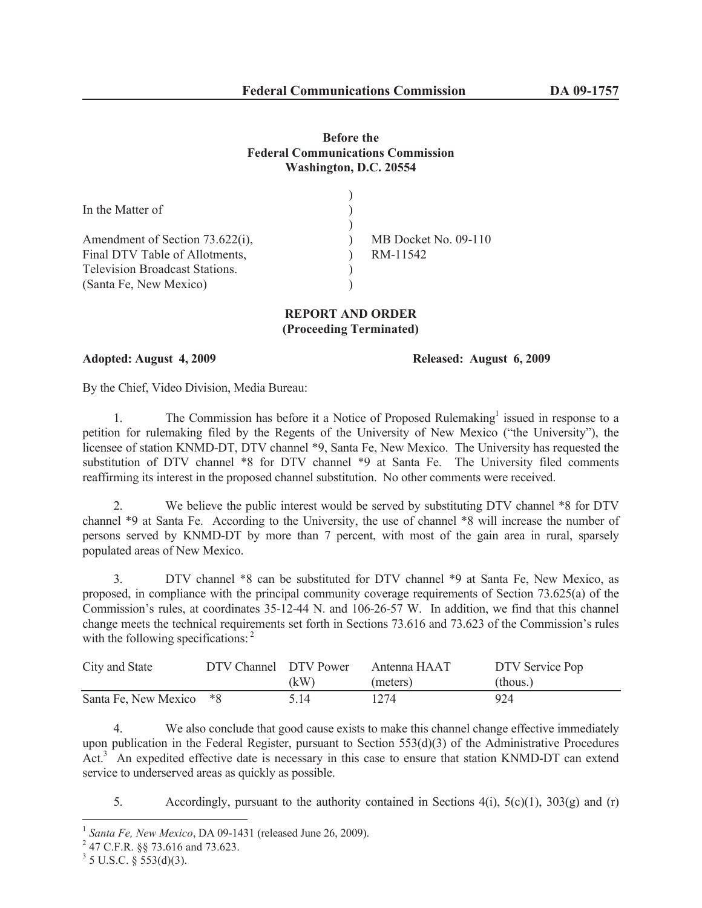**Federal Communications Commission** **DA 09-1757**

**Before the**
**Federal Communications Commission**
**Washington, D.C. 20554**

| | | |
|---|---|---|
| In the Matter of | ) | |
| | ) | |
| Amendment of Section 73.622(i), | ) | MB Docket No. 09-110 |
| Final DTV Table of Allotments, | ) | RM-11542 |
| Television Broadcast Stations. | ) | |
| (Santa Fe, New Mexico) | ) | |

**REPORT AND ORDER**
**(Proceeding Terminated)**

**Adopted: August 4, 2009** **Released: August 6, 2009**

By the Chief, Video Division, Media Bureau:

1. The Commission has before it a Notice of Proposed Rulemaking[1] issued in response to a petition for rulemaking filed by the Regents of the University of New Mexico ("the University"), the licensee of station KNMD-DT, DTV channel *9, Santa Fe, New Mexico. The University has requested the substitution of DTV channel *8 for DTV channel *9 at Santa Fe. The University filed comments reaffirming its interest in the proposed channel substitution. No other comments were received.

2. We believe the public interest would be served by substituting DTV channel *8 for DTV channel *9 at Santa Fe. According to the University, the use of channel *8 will increase the number of persons served by KNMD-DT by more than 7 percent, with most of the gain area in rural, sparsely populated areas of New Mexico.

3. DTV channel *8 can be substituted for DTV channel *9 at Santa Fe, New Mexico, as proposed, in compliance with the principal community coverage requirements of Section 73.625(a) of the Commission's rules, at coordinates 35-12-44 N. and 106-26-57 W. In addition, we find that this channel change meets the technical requirements set forth in Sections 73.616 and 73.623 of the Commission's rules with the following specifications:[2]

| City and State | DTV Channel | DTV Power (kW) | Antenna HAAT (meters) | DTV Service Pop (thous.) |
|---|---|---|---|---|
| Santa Fe, New Mexico | *8 | 5.14 | 1274 | 924 |

4. We also conclude that good cause exists to make this channel change effective immediately upon publication in the Federal Register, pursuant to Section 553(d)(3) of the Administrative Procedures Act.[3] An expedited effective date is necessary in this case to ensure that station KNMD-DT can extend service to underserved areas as quickly as possible.

5. Accordingly, pursuant to the authority contained in Sections 4(i), 5(c)(1), 303(g) and (r)

---

[1] *Santa Fe, New Mexico*, DA 09-1431 (released June 26, 2009).

[2] 47 C.F.R. §§ 73.616 and 73.623.

[3] 5 U.S.C. § 553(d)(3).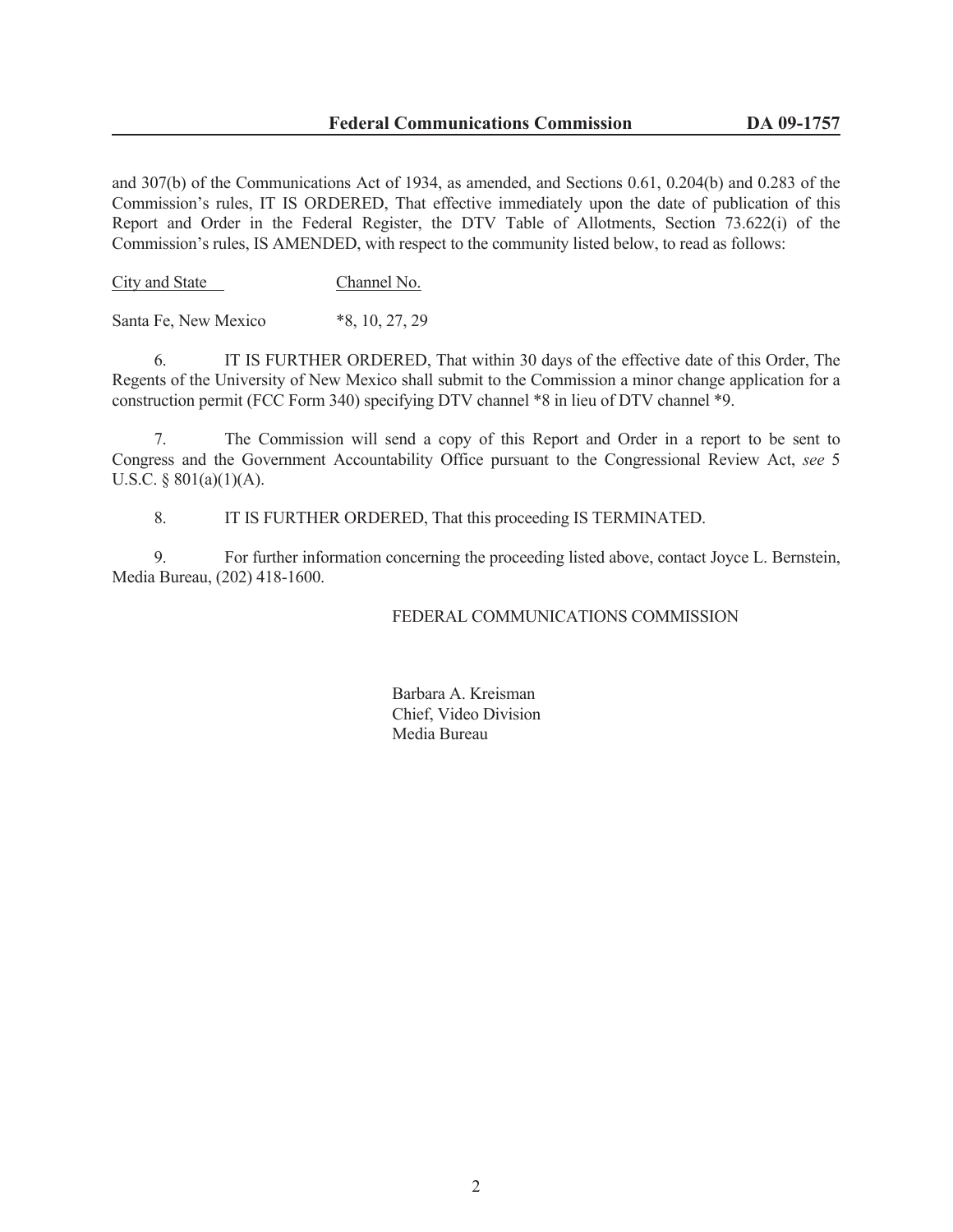and 307(b) of the Communications Act of 1934, as amended, and Sections 0.61, 0.204(b) and 0.283 of the Commission's rules, IT IS ORDERED, That effective immediately upon the date of publication of this Report and Order in the Federal Register, the DTV Table of Allotments, Section 73.622(i) of the Commission's rules, IS AMENDED, with respect to the community listed below, to read as follows:

| City and State | Channel No. |
| --- | --- |
| Santa Fe, New Mexico | *8, 10, 27, 29 |

6. IT IS FURTHER ORDERED, That within 30 days of the effective date of this Order, The Regents of the University of New Mexico shall submit to the Commission a minor change application for a construction permit (FCC Form 340) specifying DTV channel *8 in lieu of DTV channel *9.

7. The Commission will send a copy of this Report and Order in a report to be sent to Congress and the Government Accountability Office pursuant to the Congressional Review Act, *see* 5 U.S.C. § 801(a)(1)(A).

8. IT IS FURTHER ORDERED, That this proceeding IS TERMINATED.

9. For further information concerning the proceeding listed above, contact Joyce L. Bernstein, Media Bureau, (202) 418-1600.

FEDERAL COMMUNICATIONS COMMISSION

Barbara A. Kreisman
Chief, Video Division
Media Bureau